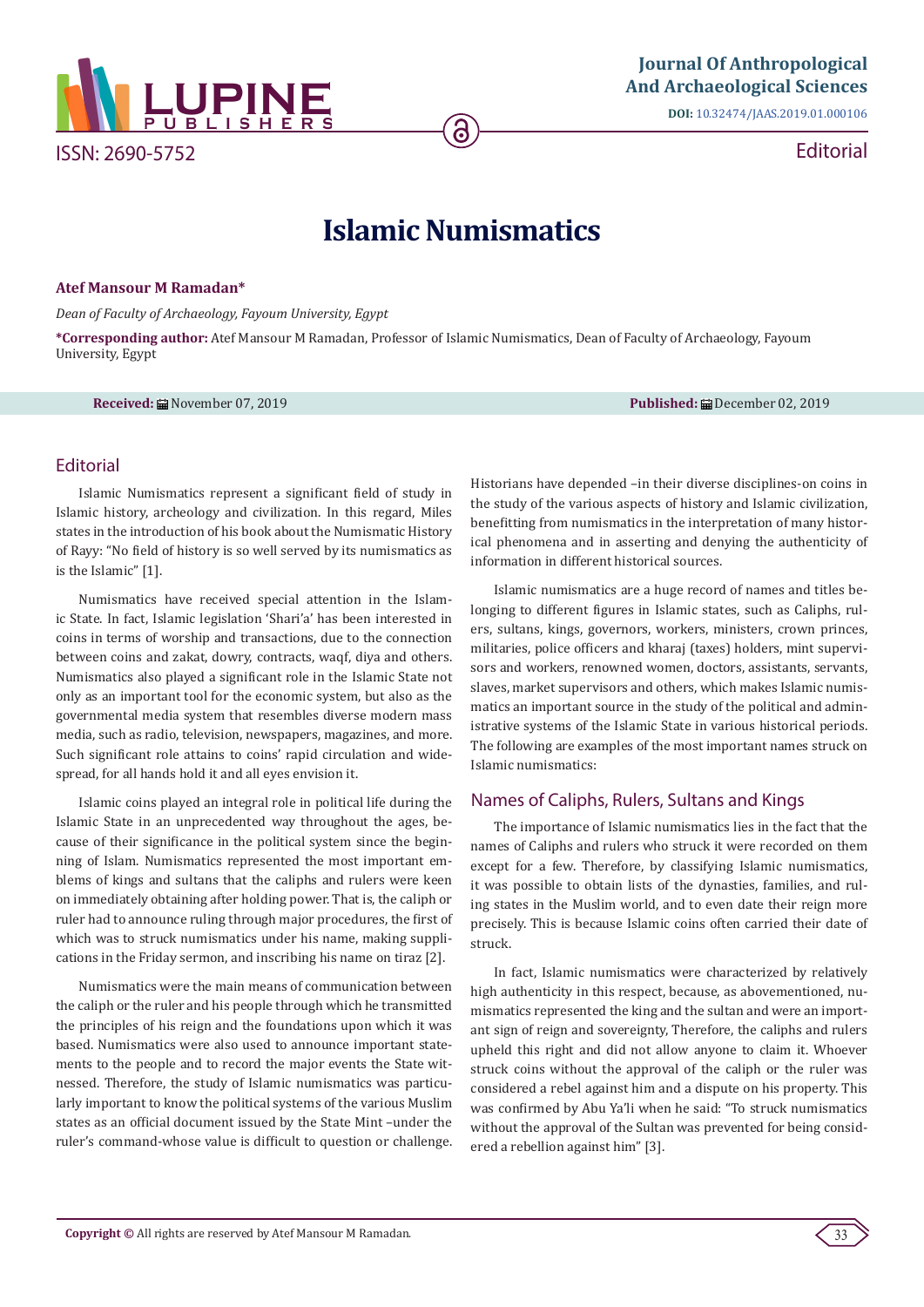# Islamic Numismatics

**Atef Mansour M Ramadan***

*Dean of Faculty of Archaeology, Fayoum University, Egypt*

***Corresponding author:** Atef Mansour M Ramadan, Professor of Islamic Numismatics, Dean of Faculty of Archaeology, Fayoum University, Egypt

**Received:** November 07, 2019 **Published:** December 02, 2019

## Editorial

Islamic Numismatics represent a significant field of study in Islamic history, archeology and civilization. In this regard, Miles states in the introduction of his book about the Numismatic History of Rayy: "No field of history is so well served by its numismatics as is the Islamic" [1].

Numismatics have received special attention in the Islamic State. In fact, Islamic legislation 'Shari'a' has been interested in coins in terms of worship and transactions, due to the connection between coins and zakat, dowry, contracts, waqf, diya and others. Numismatics also played a significant role in the Islamic State not only as an important tool for the economic system, but also as the governmental media system that resembles diverse modern mass media, such as radio, television, newspapers, magazines, and more. Such significant role attains to coins' rapid circulation and widespread, for all hands hold it and all eyes envision it.

Islamic coins played an integral role in political life during the Islamic State in an unprecedented way throughout the ages, because of their significance in the political system since the beginning of Islam. Numismatics represented the most important emblems of kings and sultans that the caliphs and rulers were keen on immediately obtaining after holding power. That is, the caliph or ruler had to announce ruling through major procedures, the first of which was to struck numismatics under his name, making supplications in the Friday sermon, and inscribing his name on tiraz [2].

Numismatics were the main means of communication between the caliph or the ruler and his people through which he transmitted the principles of his reign and the foundations upon which it was based. Numismatics were also used to announce important statements to the people and to record the major events the State witnessed. Therefore, the study of Islamic numismatics was particularly important to know the political systems of the various Muslim states as an official document issued by the State Mint –under the ruler's command-whose value is difficult to question or challenge. Historians have depended –in their diverse disciplines-on coins in the study of the various aspects of history and Islamic civilization, benefitting from numismatics in the interpretation of many historical phenomena and in asserting and denying the authenticity of information in different historical sources.

Islamic numismatics are a huge record of names and titles belonging to different figures in Islamic states, such as Caliphs, rulers, sultans, kings, governors, workers, ministers, crown princes, militaries, police officers and kharaj (taxes) holders, mint supervisors and workers, renowned women, doctors, assistants, servants, slaves, market supervisors and others, which makes Islamic numismatics an important source in the study of the political and administrative systems of the Islamic State in various historical periods. The following are examples of the most important names struck on Islamic numismatics:

## Names of Caliphs, Rulers, Sultans and Kings

The importance of Islamic numismatics lies in the fact that the names of Caliphs and rulers who struck it were recorded on them except for a few. Therefore, by classifying Islamic numismatics, it was possible to obtain lists of the dynasties, families, and ruling states in the Muslim world, and to even date their reign more precisely. This is because Islamic coins often carried their date of struck.

In fact, Islamic numismatics were characterized by relatively high authenticity in this respect, because, as abovementioned, numismatics represented the king and the sultan and were an important sign of reign and sovereignty, Therefore, the caliphs and rulers upheld this right and did not allow anyone to claim it. Whoever struck coins without the approval of the caliph or the ruler was considered a rebel against him and a dispute on his property. This was confirmed by Abu Ya'li when he said: "To struck numismatics without the approval of the Sultan was prevented for being considered a rebellion against him" [3].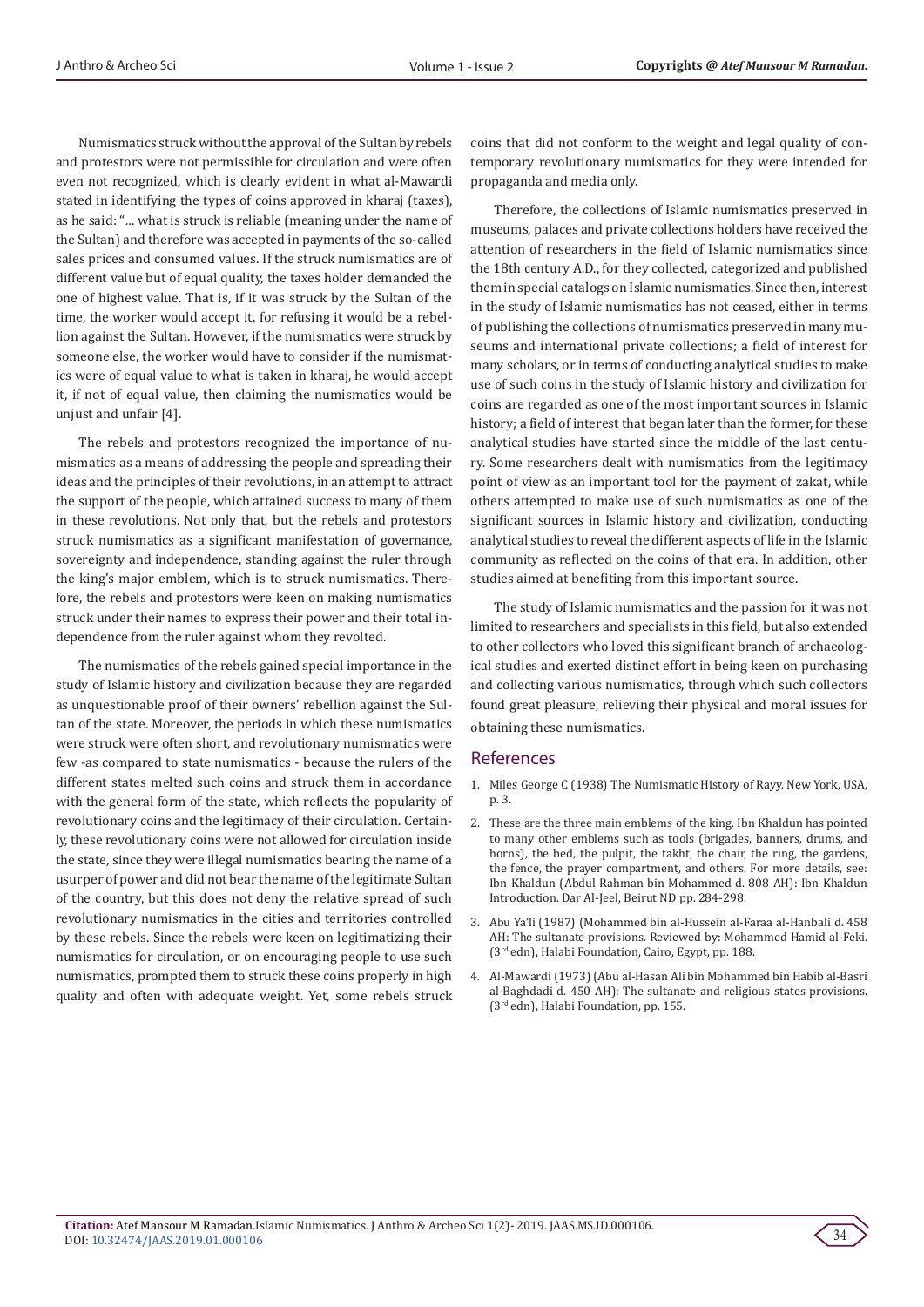Numismatics struck without the approval of the Sultan by rebels and protestors were not permissible for circulation and were often even not recognized, which is clearly evident in what al-Mawardi stated in identifying the types of coins approved in kharaj (taxes), as he said: "… what is struck is reliable (meaning under the name of the Sultan) and therefore was accepted in payments of the so-called sales prices and consumed values. If the struck numismatics are of different value but of equal quality, the taxes holder demanded the one of highest value. That is, if it was struck by the Sultan of the time, the worker would accept it, for refusing it would be a rebellion against the Sultan. However, if the numismatics were struck by someone else, the worker would have to consider if the numismatics were of equal value to what is taken in kharaj, he would accept it, if not of equal value, then claiming the numismatics would be unjust and unfair [4].

The rebels and protestors recognized the importance of numismatics as a means of addressing the people and spreading their ideas and the principles of their revolutions, in an attempt to attract the support of the people, which attained success to many of them in these revolutions. Not only that, but the rebels and protestors struck numismatics as a significant manifestation of governance, sovereignty and independence, standing against the ruler through the king's major emblem, which is to struck numismatics. Therefore, the rebels and protestors were keen on making numismatics struck under their names to express their power and their total independence from the ruler against whom they revolted.

The numismatics of the rebels gained special importance in the study of Islamic history and civilization because they are regarded as unquestionable proof of their owners' rebellion against the Sultan of the state. Moreover, the periods in which these numismatics were struck were often short, and revolutionary numismatics were few -as compared to state numismatics - because the rulers of the different states melted such coins and struck them in accordance with the general form of the state, which reflects the popularity of revolutionary coins and the legitimacy of their circulation. Certainly, these revolutionary coins were not allowed for circulation inside the state, since they were illegal numismatics bearing the name of a usurper of power and did not bear the name of the legitimate Sultan of the country, but this does not deny the relative spread of such revolutionary numismatics in the cities and territories controlled by these rebels. Since the rebels were keen on legitimatizing their numismatics for circulation, or on encouraging people to use such numismatics, prompted them to struck these coins properly in high quality and often with adequate weight. Yet, some rebels struck coins that did not conform to the weight and legal quality of contemporary revolutionary numismatics for they were intended for propaganda and media only.

Therefore, the collections of Islamic numismatics preserved in museums, palaces and private collections holders have received the attention of researchers in the field of Islamic numismatics since the 18th century A.D., for they collected, categorized and published them in special catalogs on Islamic numismatics. Since then, interest in the study of Islamic numismatics has not ceased, either in terms of publishing the collections of numismatics preserved in many museums and international private collections; a field of interest for many scholars, or in terms of conducting analytical studies to make use of such coins in the study of Islamic history and civilization for coins are regarded as one of the most important sources in Islamic history; a field of interest that began later than the former, for these analytical studies have started since the middle of the last century. Some researchers dealt with numismatics from the legitimacy point of view as an important tool for the payment of zakat, while others attempted to make use of such numismatics as one of the significant sources in Islamic history and civilization, conducting analytical studies to reveal the different aspects of life in the Islamic community as reflected on the coins of that era. In addition, other studies aimed at benefiting from this important source.

The study of Islamic numismatics and the passion for it was not limited to researchers and specialists in this field, but also extended to other collectors who loved this significant branch of archaeological studies and exerted distinct effort in being keen on purchasing and collecting various numismatics, through which such collectors found great pleasure, relieving their physical and moral issues for obtaining these numismatics.

## References

1. Miles George C (1938) The Numismatic History of Rayy. New York, USA, p. 3.
2. These are the three main emblems of the king. Ibn Khaldun has pointed to many other emblems such as tools (brigades, banners, drums, and horns), the bed, the pulpit, the takht, the chair, the ring, the gardens, the fence, the prayer compartment, and others. For more details, see: Ibn Khaldun (Abdul Rahman bin Mohammed d. 808 AH): Ibn Khaldun Introduction. Dar Al-Jeel, Beirut ND pp. 284-298.
3. Abu Ya'li (1987) (Mohammed bin al-Hussein al-Faraa al-Hanbali d. 458 AH: The sultanate provisions. Reviewed by: Mohammed Hamid al-Feki. (3rd edn), Halabi Foundation, Cairo, Egypt, pp. 188.
4. Al-Mawardi (1973) (Abu al-Hasan Ali bin Mohammed bin Habib al-Basri al-Baghdadi d. 450 AH): The sultanate and religious states provisions. (3rd edn), Halabi Foundation, pp. 155.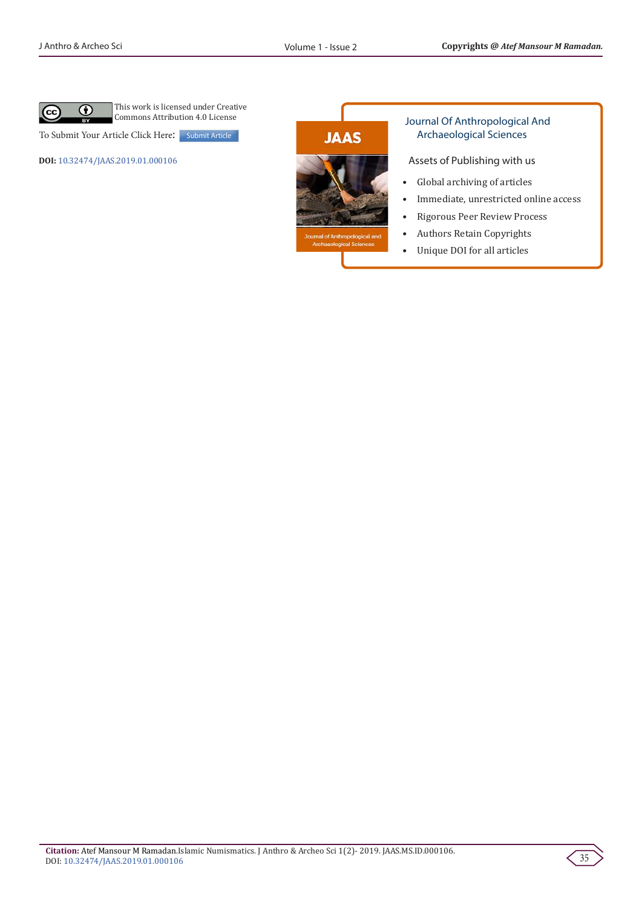This work is licensed under Creative Commons Attribution 4.0 License

To Submit Your Article Click Here: Submit Article

**DOI:** 10.32474/JAAS.2019.01.000106

JAAS

Journal of Anthropological and Archaeological Sciences

Journal Of Anthropological And Archaeological Sciences

Assets of Publishing with us

- Global archiving of articles
- Immediate, unrestricted online access
- Rigorous Peer Review Process
- Authors Retain Copyrights
- Unique DOI for all articles

**Citation:** Atef Mansour M Ramadan.Islamic Numismatics. J Anthro & Archeo Sci 1(2)- 2019. JAAS.MS.ID.000106.
DOI: 10.32474/JAAS.2019.01.000106